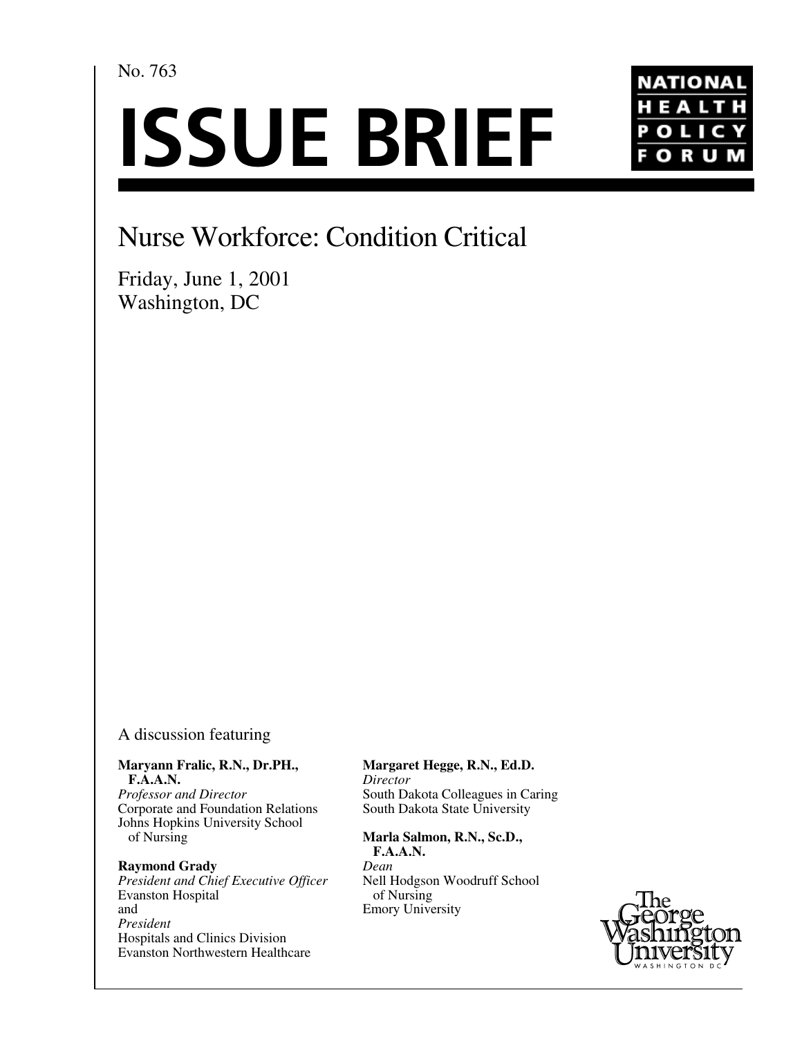No. 763

# ISSUE BRIEF

NATIONAL HEALTH POLICY FORUM

## Nurse Workforce: Condition Critical

Friday, June 1, 2001
Washington, DC

A discussion featuring

**Maryann Fralic, R.N., Dr.PH., F.A.A.N.**
*Professor and Director*
Corporate and Foundation Relations
Johns Hopkins University School of Nursing

**Raymond Grady**
*President and Chief Executive Officer*
Evanston Hospital
and
*President*
Hospitals and Clinics Division
Evanston Northwestern Healthcare

**Margaret Hegge, R.N., Ed.D.**
*Director*
South Dakota Colleagues in Caring
South Dakota State University

**Marla Salmon, R.N., Sc.D., F.A.A.N.**
*Dean*
Nell Hodgson Woodruff School of Nursing
Emory University

The George Washington University
WASHINGTON DC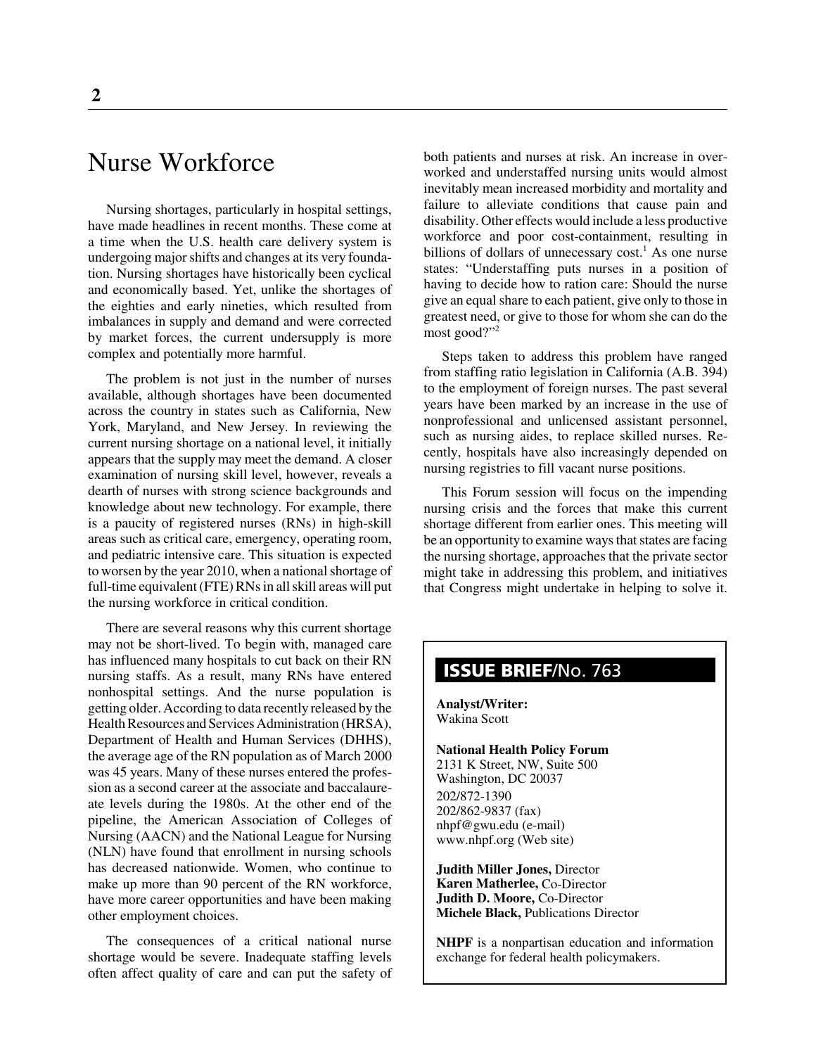# Nurse Workforce

Nursing shortages, particularly in hospital settings, have made headlines in recent months. These come at a time when the U.S. health care delivery system is undergoing major shifts and changes at its very foundation. Nursing shortages have historically been cyclical and economically based. Yet, unlike the shortages of the eighties and early nineties, which resulted from imbalances in supply and demand and were corrected by market forces, the current undersupply is more complex and potentially more harmful.

The problem is not just in the number of nurses available, although shortages have been documented across the country in states such as California, New York, Maryland, and New Jersey. In reviewing the current nursing shortage on a national level, it initially appears that the supply may meet the demand. A closer examination of nursing skill level, however, reveals a dearth of nurses with strong science backgrounds and knowledge about new technology. For example, there is a paucity of registered nurses (RNs) in high-skill areas such as critical care, emergency, operating room, and pediatric intensive care. This situation is expected to worsen by the year 2010, when a national shortage of full-time equivalent (FTE) RNs in all skill areas will put the nursing workforce in critical condition.

There are several reasons why this current shortage may not be short-lived. To begin with, managed care has influenced many hospitals to cut back on their RN nursing staffs. As a result, many RNs have entered nonhospital settings. And the nurse population is getting older. According to data recently released by the Health Resources and Services Administration (HRSA), Department of Health and Human Services (DHHS), the average age of the RN population as of March 2000 was 45 years. Many of these nurses entered the profession as a second career at the associate and baccalaureate levels during the 1980s. At the other end of the pipeline, the American Association of Colleges of Nursing (AACN) and the National League for Nursing (NLN) have found that enrollment in nursing schools has decreased nationwide. Women, who continue to make up more than 90 percent of the RN workforce, have more career opportunities and have been making other employment choices.

The consequences of a critical national nurse shortage would be severe. Inadequate staffing levels often affect quality of care and can put the safety of both patients and nurses at risk. An increase in overworked and understaffed nursing units would almost inevitably mean increased morbidity and mortality and failure to alleviate conditions that cause pain and disability. Other effects would include a less productive workforce and poor cost-containment, resulting in billions of dollars of unnecessary cost.[1] As one nurse states: "Understaffing puts nurses in a position of having to decide how to ration care: Should the nurse give an equal share to each patient, give only to those in greatest need, or give to those for whom she can do the most good?"[2]

Steps taken to address this problem have ranged from staffing ratio legislation in California (A.B. 394) to the employment of foreign nurses. The past several years have been marked by an increase in the use of nonprofessional and unlicensed assistant personnel, such as nursing aides, to replace skilled nurses. Recently, hospitals have also increasingly depended on nursing registries to fill vacant nurse positions.

This Forum session will focus on the impending nursing crisis and the forces that make this current shortage different from earlier ones. This meeting will be an opportunity to examine ways that states are facing the nursing shortage, approaches that the private sector might take in addressing this problem, and initiatives that Congress might undertake in helping to solve it.

**ISSUE BRIEF/No. 763**

**Analyst/Writer:**
Wakina Scott

**National Health Policy Forum**
2131 K Street, NW, Suite 500
Washington, DC 20037
202/872-1390
202/862-9837 (fax)
nhpf@gwu.edu (e-mail)
www.nhpf.org (Web site)

**Judith Miller Jones,** Director
**Karen Matherlee,** Co-Director
**Judith D. Moore,** Co-Director
**Michele Black,** Publications Director

**NHPF** is a nonpartisan education and information exchange for federal health policymakers.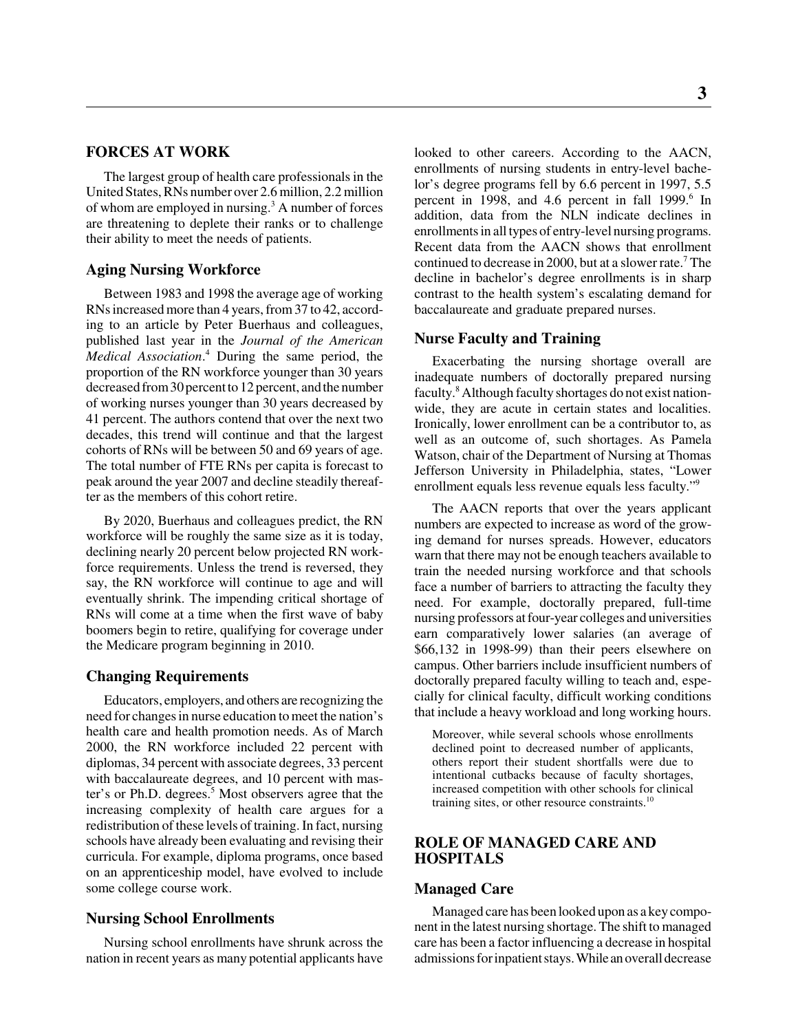## FORCES AT WORK

The largest group of health care professionals in the United States, RNs number over 2.6 million, 2.2 million of whom are employed in nursing.[3] A number of forces are threatening to deplete their ranks or to challenge their ability to meet the needs of patients.

### Aging Nursing Workforce

Between 1983 and 1998 the average age of working RNs increased more than 4 years, from 37 to 42, according to an article by Peter Buerhaus and colleagues, published last year in the *Journal of the American Medical Association*.[4] During the same period, the proportion of the RN workforce younger than 30 years decreased from 30 percent to 12 percent, and the number of working nurses younger than 30 years decreased by 41 percent. The authors contend that over the next two decades, this trend will continue and that the largest cohorts of RNs will be between 50 and 69 years of age. The total number of FTE RNs per capita is forecast to peak around the year 2007 and decline steadily thereafter as the members of this cohort retire.

By 2020, Buerhaus and colleagues predict, the RN workforce will be roughly the same size as it is today, declining nearly 20 percent below projected RN workforce requirements. Unless the trend is reversed, they say, the RN workforce will continue to age and will eventually shrink. The impending critical shortage of RNs will come at a time when the first wave of baby boomers begin to retire, qualifying for coverage under the Medicare program beginning in 2010.

### Changing Requirements

Educators, employers, and others are recognizing the need for changes in nurse education to meet the nation's health care and health promotion needs. As of March 2000, the RN workforce included 22 percent with diplomas, 34 percent with associate degrees, 33 percent with baccalaureate degrees, and 10 percent with master's or Ph.D. degrees.[5] Most observers agree that the increasing complexity of health care argues for a redistribution of these levels of training. In fact, nursing schools have already been evaluating and revising their curricula. For example, diploma programs, once based on an apprenticeship model, have evolved to include some college course work.

### Nursing School Enrollments

Nursing school enrollments have shrunk across the nation in recent years as many potential applicants have looked to other careers. According to the AACN, enrollments of nursing students in entry-level bachelor's degree programs fell by 6.6 percent in 1997, 5.5 percent in 1998, and 4.6 percent in fall 1999.[6] In addition, data from the NLN indicate declines in enrollments in all types of entry-level nursing programs. Recent data from the AACN shows that enrollment continued to decrease in 2000, but at a slower rate.[7] The decline in bachelor's degree enrollments is in sharp contrast to the health system's escalating demand for baccalaureate and graduate prepared nurses.

### Nurse Faculty and Training

Exacerbating the nursing shortage overall are inadequate numbers of doctorally prepared nursing faculty.[8] Although faculty shortages do not exist nationwide, they are acute in certain states and localities. Ironically, lower enrollment can be a contributor to, as well as an outcome of, such shortages. As Pamela Watson, chair of the Department of Nursing at Thomas Jefferson University in Philadelphia, states, "Lower enrollment equals less revenue equals less faculty."[9]

The AACN reports that over the years applicant numbers are expected to increase as word of the growing demand for nurses spreads. However, educators warn that there may not be enough teachers available to train the needed nursing workforce and that schools face a number of barriers to attracting the faculty they need. For example, doctorally prepared, full-time nursing professors at four-year colleges and universities earn comparatively lower salaries (an average of $66,132 in 1998-99) than their peers elsewhere on campus. Other barriers include insufficient numbers of doctorally prepared faculty willing to teach and, especially for clinical faculty, difficult working conditions that include a heavy workload and long working hours.

> Moreover, while several schools whose enrollments declined point to decreased number of applicants, others report their student shortfalls were due to intentional cutbacks because of faculty shortages, increased competition with other schools for clinical training sites, or other resource constraints.[10]

## ROLE OF MANAGED CARE AND HOSPITALS

### Managed Care

Managed care has been looked upon as a key component in the latest nursing shortage. The shift to managed care has been a factor influencing a decrease in hospital admissions for inpatient stays. While an overall decrease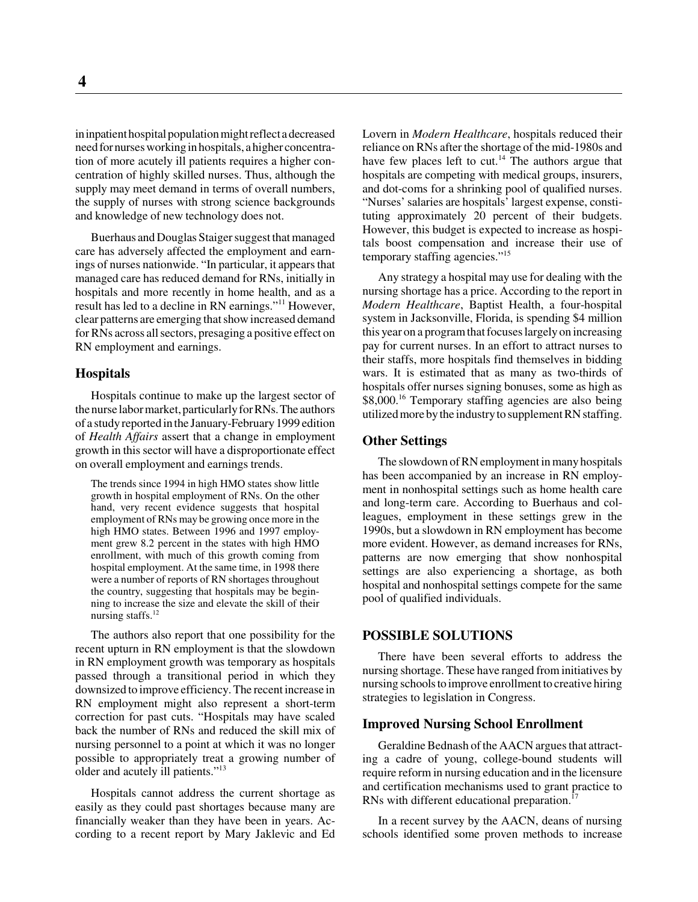in inpatient hospital population might reflect a decreased need for nurses working in hospitals, a higher concentration of more acutely ill patients requires a higher concentration of highly skilled nurses. Thus, although the supply may meet demand in terms of overall numbers, the supply of nurses with strong science backgrounds and knowledge of new technology does not.

Buerhaus and Douglas Staiger suggest that managed care has adversely affected the employment and earnings of nurses nationwide. "In particular, it appears that managed care has reduced demand for RNs, initially in hospitals and more recently in home health, and as a result has led to a decline in RN earnings."[11] However, clear patterns are emerging that show increased demand for RNs across all sectors, presaging a positive effect on RN employment and earnings.

### Hospitals

Hospitals continue to make up the largest sector of the nurse labor market, particularly for RNs. The authors of a study reported in the January-February 1999 edition of *Health Affairs* assert that a change in employment growth in this sector will have a disproportionate effect on overall employment and earnings trends.

> The trends since 1994 in high HMO states show little growth in hospital employment of RNs. On the other hand, very recent evidence suggests that hospital employment of RNs may be growing once more in the high HMO states. Between 1996 and 1997 employment grew 8.2 percent in the states with high HMO enrollment, with much of this growth coming from hospital employment. At the same time, in 1998 there were a number of reports of RN shortages throughout the country, suggesting that hospitals may be beginning to increase the size and elevate the skill of their nursing staffs.[12]

The authors also report that one possibility for the recent upturn in RN employment is that the slowdown in RN employment growth was temporary as hospitals passed through a transitional period in which they downsized to improve efficiency. The recent increase in RN employment might also represent a short-term correction for past cuts. "Hospitals may have scaled back the number of RNs and reduced the skill mix of nursing personnel to a point at which it was no longer possible to appropriately treat a growing number of older and acutely ill patients."[13]

Hospitals cannot address the current shortage as easily as they could past shortages because many are financially weaker than they have been in years. According to a recent report by Mary Jaklevic and Ed Lovern in *Modern Healthcare*, hospitals reduced their reliance on RNs after the shortage of the mid-1980s and have few places left to cut.[14] The authors argue that hospitals are competing with medical groups, insurers, and dot-coms for a shrinking pool of qualified nurses. "Nurses' salaries are hospitals' largest expense, constituting approximately 20 percent of their budgets. However, this budget is expected to increase as hospitals boost compensation and increase their use of temporary staffing agencies."[15]

Any strategy a hospital may use for dealing with the nursing shortage has a price. According to the report in *Modern Healthcare*, Baptist Health, a four-hospital system in Jacksonville, Florida, is spending $4 million this year on a program that focuses largely on increasing pay for current nurses. In an effort to attract nurses to their staffs, more hospitals find themselves in bidding wars. It is estimated that as many as two-thirds of hospitals offer nurses signing bonuses, some as high as $8,000.[16] Temporary staffing agencies are also being utilized more by the industry to supplement RN staffing.

### Other Settings

The slowdown of RN employment in many hospitals has been accompanied by an increase in RN employment in nonhospital settings such as home health care and long-term care. According to Buerhaus and colleagues, employment in these settings grew in the 1990s, but a slowdown in RN employment has become more evident. However, as demand increases for RNs, patterns are now emerging that show nonhospital settings are also experiencing a shortage, as both hospital and nonhospital settings compete for the same pool of qualified individuals.

## POSSIBLE SOLUTIONS

There have been several efforts to address the nursing shortage. These have ranged from initiatives by nursing schools to improve enrollment to creative hiring strategies to legislation in Congress.

### Improved Nursing School Enrollment

Geraldine Bednash of the AACN argues that attracting a cadre of young, college-bound students will require reform in nursing education and in the licensure and certification mechanisms used to grant practice to RNs with different educational preparation.[17]

In a recent survey by the AACN, deans of nursing schools identified some proven methods to increase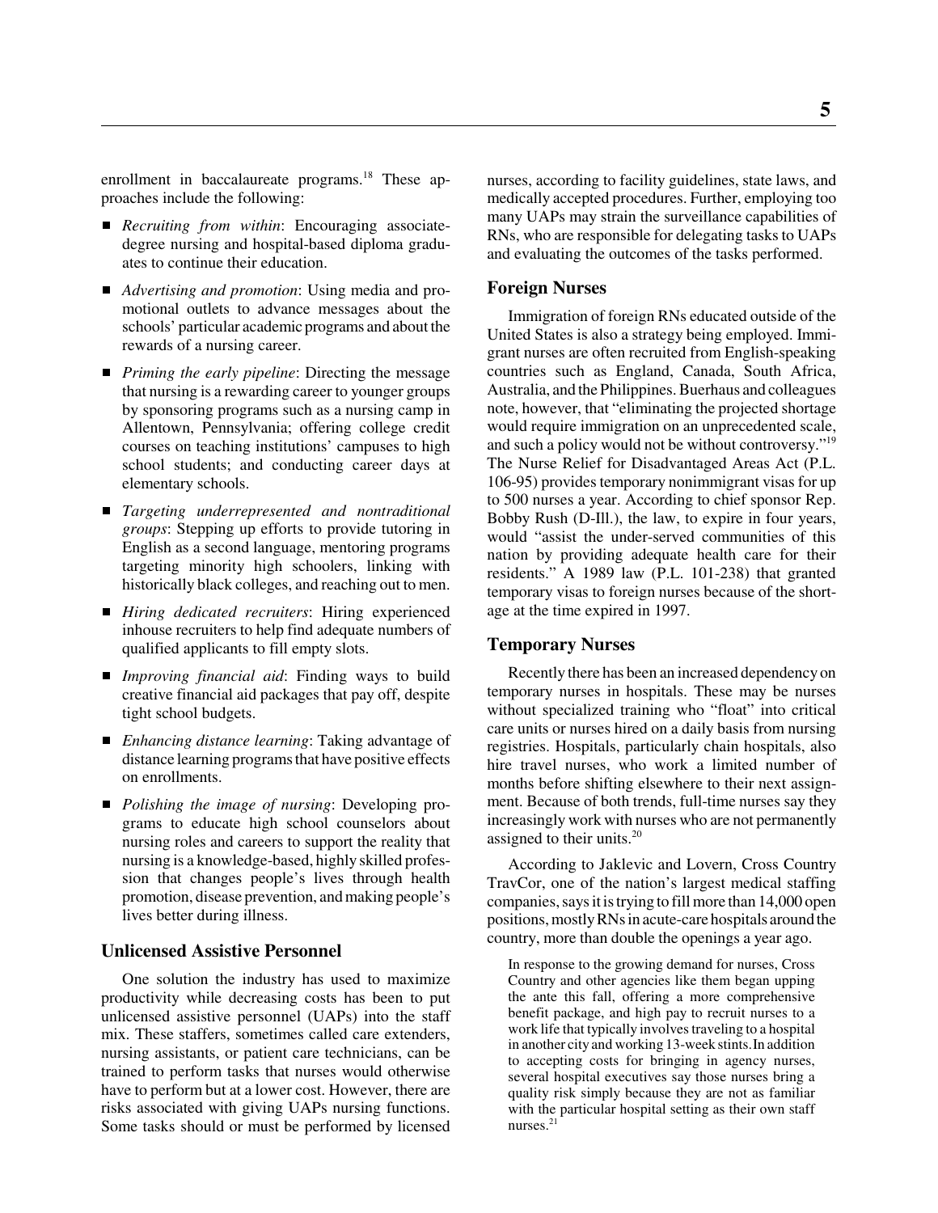enrollment in baccalaureate programs.[18] These approaches include the following:

- *Recruiting from within*: Encouraging associate-degree nursing and hospital-based diploma graduates to continue their education.
- *Advertising and promotion*: Using media and promotional outlets to advance messages about the schools' particular academic programs and about the rewards of a nursing career.
- *Priming the early pipeline*: Directing the message that nursing is a rewarding career to younger groups by sponsoring programs such as a nursing camp in Allentown, Pennsylvania; offering college credit courses on teaching institutions' campuses to high school students; and conducting career days at elementary schools.
- *Targeting underrepresented and nontraditional groups*: Stepping up efforts to provide tutoring in English as a second language, mentoring programs targeting minority high schoolers, linking with historically black colleges, and reaching out to men.
- *Hiring dedicated recruiters*: Hiring experienced inhouse recruiters to help find adequate numbers of qualified applicants to fill empty slots.
- *Improving financial aid*: Finding ways to build creative financial aid packages that pay off, despite tight school budgets.
- *Enhancing distance learning*: Taking advantage of distance learning programs that have positive effects on enrollments.
- *Polishing the image of nursing*: Developing programs to educate high school counselors about nursing roles and careers to support the reality that nursing is a knowledge-based, highly skilled profession that changes people's lives through health promotion, disease prevention, and making people's lives better during illness.

## Unlicensed Assistive Personnel

One solution the industry has used to maximize productivity while decreasing costs has been to put unlicensed assistive personnel (UAPs) into the staff mix. These staffers, sometimes called care extenders, nursing assistants, or patient care technicians, can be trained to perform tasks that nurses would otherwise have to perform but at a lower cost. However, there are risks associated with giving UAPs nursing functions. Some tasks should or must be performed by licensed nurses, according to facility guidelines, state laws, and medically accepted procedures. Further, employing too many UAPs may strain the surveillance capabilities of RNs, who are responsible for delegating tasks to UAPs and evaluating the outcomes of the tasks performed.

## Foreign Nurses

Immigration of foreign RNs educated outside of the United States is also a strategy being employed. Immigrant nurses are often recruited from English-speaking countries such as England, Canada, South Africa, Australia, and the Philippines. Buerhaus and colleagues note, however, that "eliminating the projected shortage would require immigration on an unprecedented scale, and such a policy would not be without controversy."[19] The Nurse Relief for Disadvantaged Areas Act (P.L. 106-95) provides temporary nonimmigrant visas for up to 500 nurses a year. According to chief sponsor Rep. Bobby Rush (D-Ill.), the law, to expire in four years, would "assist the under-served communities of this nation by providing adequate health care for their residents." A 1989 law (P.L. 101-238) that granted temporary visas to foreign nurses because of the shortage at the time expired in 1997.

## Temporary Nurses

Recently there has been an increased dependency on temporary nurses in hospitals. These may be nurses without specialized training who "float" into critical care units or nurses hired on a daily basis from nursing registries. Hospitals, particularly chain hospitals, also hire travel nurses, who work a limited number of months before shifting elsewhere to their next assignment. Because of both trends, full-time nurses say they increasingly work with nurses who are not permanently assigned to their units.[20]

According to Jaklevic and Lovern, Cross Country TravCor, one of the nation's largest medical staffing companies, says it is trying to fill more than 14,000 open positions, mostly RNs in acute-care hospitals around the country, more than double the openings a year ago.

> In response to the growing demand for nurses, Cross Country and other agencies like them began upping the ante this fall, offering a more comprehensive benefit package, and high pay to recruit nurses to a work life that typically involves traveling to a hospital in another city and working 13-week stints. In addition to accepting costs for bringing in agency nurses, several hospital executives say those nurses bring a quality risk simply because they are not as familiar with the particular hospital setting as their own staff nurses.[21]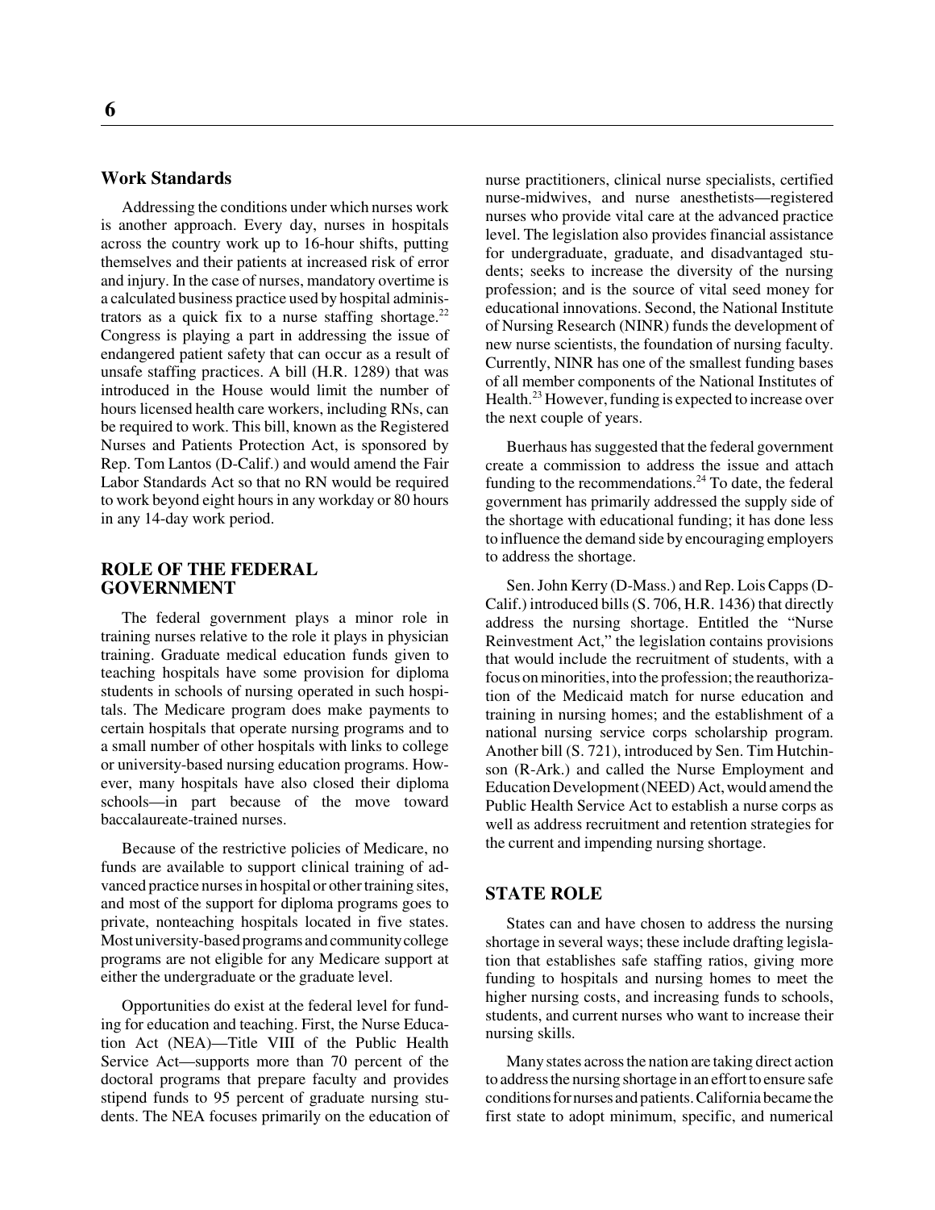### Work Standards

Addressing the conditions under which nurses work is another approach. Every day, nurses in hospitals across the country work up to 16-hour shifts, putting themselves and their patients at increased risk of error and injury. In the case of nurses, mandatory overtime is a calculated business practice used by hospital administrators as a quick fix to a nurse staffing shortage.[22] Congress is playing a part in addressing the issue of endangered patient safety that can occur as a result of unsafe staffing practices. A bill (H.R. 1289) that was introduced in the House would limit the number of hours licensed health care workers, including RNs, can be required to work. This bill, known as the Registered Nurses and Patients Protection Act, is sponsored by Rep. Tom Lantos (D-Calif.) and would amend the Fair Labor Standards Act so that no RN would be required to work beyond eight hours in any workday or 80 hours in any 14-day work period.

## ROLE OF THE FEDERAL GOVERNMENT

The federal government plays a minor role in training nurses relative to the role it plays in physician training. Graduate medical education funds given to teaching hospitals have some provision for diploma students in schools of nursing operated in such hospitals. The Medicare program does make payments to certain hospitals that operate nursing programs and to a small number of other hospitals with links to college or university-based nursing education programs. However, many hospitals have also closed their diploma schools—in part because of the move toward baccalaureate-trained nurses.

Because of the restrictive policies of Medicare, no funds are available to support clinical training of advanced practice nurses in hospital or other training sites, and most of the support for diploma programs goes to private, nonteaching hospitals located in five states. Most university-based programs and community college programs are not eligible for any Medicare support at either the undergraduate or the graduate level.

Opportunities do exist at the federal level for funding for education and teaching. First, the Nurse Education Act (NEA)—Title VIII of the Public Health Service Act—supports more than 70 percent of the doctoral programs that prepare faculty and provides stipend funds to 95 percent of graduate nursing students. The NEA focuses primarily on the education of nurse practitioners, clinical nurse specialists, certified nurse-midwives, and nurse anesthetists—registered nurses who provide vital care at the advanced practice level. The legislation also provides financial assistance for undergraduate, graduate, and disadvantaged students; seeks to increase the diversity of the nursing profession; and is the source of vital seed money for educational innovations. Second, the National Institute of Nursing Research (NINR) funds the development of new nurse scientists, the foundation of nursing faculty. Currently, NINR has one of the smallest funding bases of all member components of the National Institutes of Health.[23] However, funding is expected to increase over the next couple of years.

Buerhaus has suggested that the federal government create a commission to address the issue and attach funding to the recommendations.[24] To date, the federal government has primarily addressed the supply side of the shortage with educational funding; it has done less to influence the demand side by encouraging employers to address the shortage.

Sen. John Kerry (D-Mass.) and Rep. Lois Capps (D-Calif.) introduced bills (S. 706, H.R. 1436) that directly address the nursing shortage. Entitled the "Nurse Reinvestment Act," the legislation contains provisions that would include the recruitment of students, with a focus on minorities, into the profession; the reauthorization of the Medicaid match for nurse education and training in nursing homes; and the establishment of a national nursing service corps scholarship program. Another bill (S. 721), introduced by Sen. Tim Hutchinson (R-Ark.) and called the Nurse Employment and Education Development (NEED) Act, would amend the Public Health Service Act to establish a nurse corps as well as address recruitment and retention strategies for the current and impending nursing shortage.

## STATE ROLE

States can and have chosen to address the nursing shortage in several ways; these include drafting legislation that establishes safe staffing ratios, giving more funding to hospitals and nursing homes to meet the higher nursing costs, and increasing funds to schools, students, and current nurses who want to increase their nursing skills.

Many states across the nation are taking direct action to address the nursing shortage in an effort to ensure safe conditions for nurses and patients. California became the first state to adopt minimum, specific, and numerical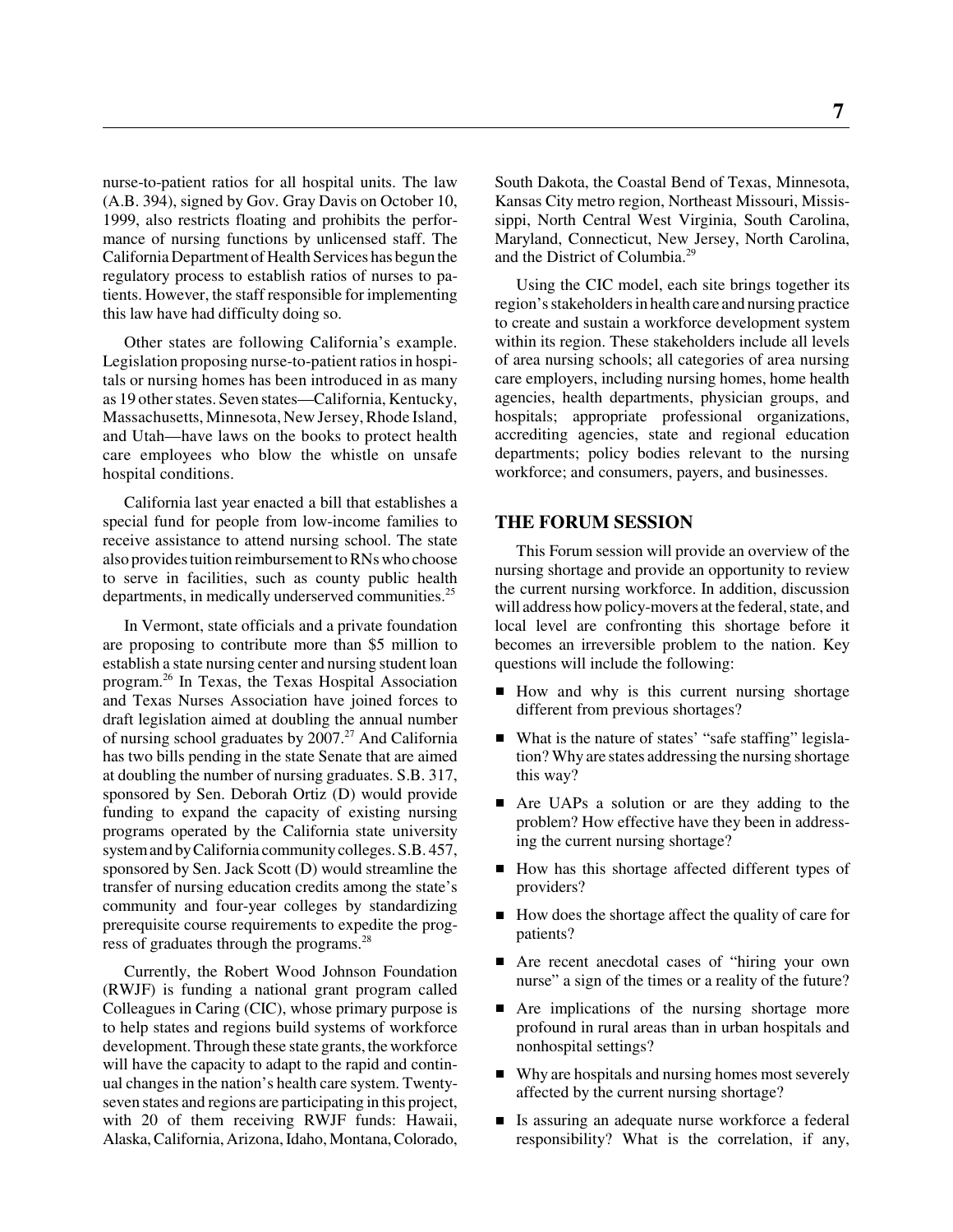nurse-to-patient ratios for all hospital units. The law (A.B. 394), signed by Gov. Gray Davis on October 10, 1999, also restricts floating and prohibits the performance of nursing functions by unlicensed staff. The California Department of Health Services has begun the regulatory process to establish ratios of nurses to patients. However, the staff responsible for implementing this law have had difficulty doing so.

Other states are following California's example. Legislation proposing nurse-to-patient ratios in hospitals or nursing homes has been introduced in as many as 19 other states. Seven states—California, Kentucky, Massachusetts, Minnesota, New Jersey, Rhode Island, and Utah—have laws on the books to protect health care employees who blow the whistle on unsafe hospital conditions.

California last year enacted a bill that establishes a special fund for people from low-income families to receive assistance to attend nursing school. The state also provides tuition reimbursement to RNs who choose to serve in facilities, such as county public health departments, in medically underserved communities.[25]

In Vermont, state officials and a private foundation are proposing to contribute more than $5 million to establish a state nursing center and nursing student loan program.[26] In Texas, the Texas Hospital Association and Texas Nurses Association have joined forces to draft legislation aimed at doubling the annual number of nursing school graduates by 2007.[27] And California has two bills pending in the state Senate that are aimed at doubling the number of nursing graduates. S.B. 317, sponsored by Sen. Deborah Ortiz (D) would provide funding to expand the capacity of existing nursing programs operated by the California state university system and by California community colleges. S.B. 457, sponsored by Sen. Jack Scott (D) would streamline the transfer of nursing education credits among the state's community and four-year colleges by standardizing prerequisite course requirements to expedite the progress of graduates through the programs.[28]

Currently, the Robert Wood Johnson Foundation (RWJF) is funding a national grant program called Colleagues in Caring (CIC), whose primary purpose is to help states and regions build systems of workforce development. Through these state grants, the workforce will have the capacity to adapt to the rapid and continual changes in the nation's health care system. Twenty-seven states and regions are participating in this project, with 20 of them receiving RWJF funds: Hawaii, Alaska, California, Arizona, Idaho, Montana, Colorado, South Dakota, the Coastal Bend of Texas, Minnesota, Kansas City metro region, Northeast Missouri, Mississippi, North Central West Virginia, South Carolina, Maryland, Connecticut, New Jersey, North Carolina, and the District of Columbia.[29]

Using the CIC model, each site brings together its region's stakeholders in health care and nursing practice to create and sustain a workforce development system within its region. These stakeholders include all levels of area nursing schools; all categories of area nursing care employers, including nursing homes, home health agencies, health departments, physician groups, and hospitals; appropriate professional organizations, accrediting agencies, state and regional education departments; policy bodies relevant to the nursing workforce; and consumers, payers, and businesses.

## THE FORUM SESSION

This Forum session will provide an overview of the nursing shortage and provide an opportunity to review the current nursing workforce. In addition, discussion will address how policy-movers at the federal, state, and local level are confronting this shortage before it becomes an irreversible problem to the nation. Key questions will include the following:

- How and why is this current nursing shortage different from previous shortages?
- What is the nature of states' "safe staffing" legislation? Why are states addressing the nursing shortage this way?
- Are UAPs a solution or are they adding to the problem? How effective have they been in addressing the current nursing shortage?
- How has this shortage affected different types of providers?
- How does the shortage affect the quality of care for patients?
- Are recent anecdotal cases of "hiring your own nurse" a sign of the times or a reality of the future?
- Are implications of the nursing shortage more profound in rural areas than in urban hospitals and nonhospital settings?
- Why are hospitals and nursing homes most severely affected by the current nursing shortage?
- Is assuring an adequate nurse workforce a federal responsibility? What is the correlation, if any,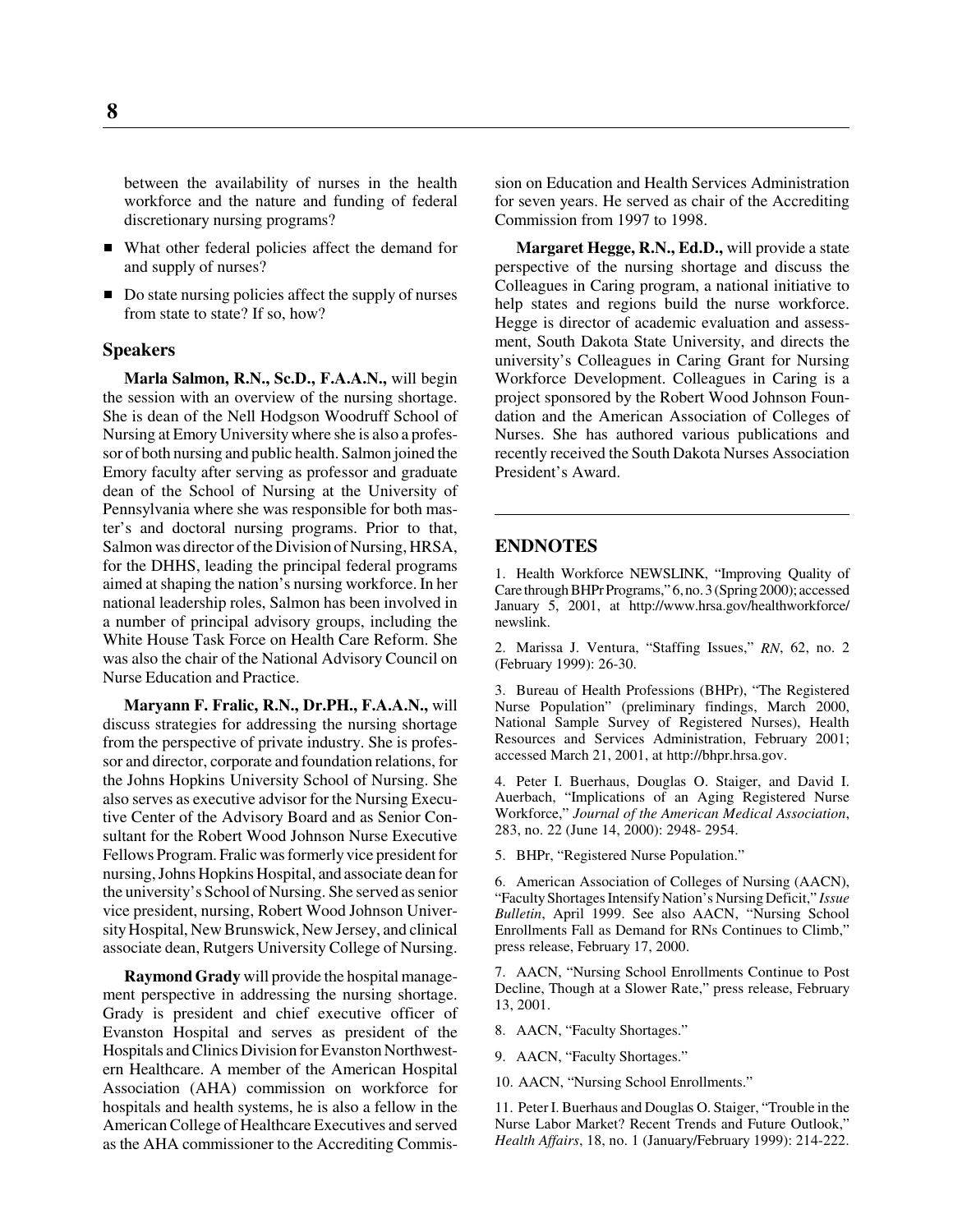between the availability of nurses in the health workforce and the nature and funding of federal discretionary nursing programs?

- What other federal policies affect the demand for and supply of nurses?
- Do state nursing policies affect the supply of nurses from state to state? If so, how?

## Speakers

**Marla Salmon, R.N., Sc.D., F.A.A.N.,** will begin the session with an overview of the nursing shortage. She is dean of the Nell Hodgson Woodruff School of Nursing at Emory University where she is also a professor of both nursing and public health. Salmon joined the Emory faculty after serving as professor and graduate dean of the School of Nursing at the University of Pennsylvania where she was responsible for both master's and doctoral nursing programs. Prior to that, Salmon was director of the Division of Nursing, HRSA, for the DHHS, leading the principal federal programs aimed at shaping the nation's nursing workforce. In her national leadership roles, Salmon has been involved in a number of principal advisory groups, including the White House Task Force on Health Care Reform. She was also the chair of the National Advisory Council on Nurse Education and Practice.

**Maryann F. Fralic, R.N., Dr.PH., F.A.A.N.,** will discuss strategies for addressing the nursing shortage from the perspective of private industry. She is professor and director, corporate and foundation relations, for the Johns Hopkins University School of Nursing. She also serves as executive advisor for the Nursing Executive Center of the Advisory Board and as Senior Consultant for the Robert Wood Johnson Nurse Executive Fellows Program. Fralic was formerly vice president for nursing, Johns Hopkins Hospital, and associate dean for the university's School of Nursing. She served as senior vice president, nursing, Robert Wood Johnson University Hospital, New Brunswick, New Jersey, and clinical associate dean, Rutgers University College of Nursing.

**Raymond Grady** will provide the hospital management perspective in addressing the nursing shortage. Grady is president and chief executive officer of Evanston Hospital and serves as president of the Hospitals and Clinics Division for Evanston Northwestern Healthcare. A member of the American Hospital Association (AHA) commission on workforce for hospitals and health systems, he is also a fellow in the American College of Healthcare Executives and served as the AHA commissioner to the Accrediting Commission on Education and Health Services Administration for seven years. He served as chair of the Accrediting Commission from 1997 to 1998.

**Margaret Hegge, R.N., Ed.D.,** will provide a state perspective of the nursing shortage and discuss the Colleagues in Caring program, a national initiative to help states and regions build the nurse workforce. Hegge is director of academic evaluation and assessment, South Dakota State University, and directs the university's Colleagues in Caring Grant for Nursing Workforce Development. Colleagues in Caring is a project sponsored by the Robert Wood Johnson Foundation and the American Association of Colleges of Nurses. She has authored various publications and recently received the South Dakota Nurses Association President's Award.

## ENDNOTES

1. Health Workforce NEWSLINK, "Improving Quality of Care through BHPr Programs," 6, no. 3 (Spring 2000); accessed January 5, 2001, at http://www.hrsa.gov/healthworkforce/newslink.

2. Marissa J. Ventura, "Staffing Issues," *RN*, 62, no. 2 (February 1999): 26-30.

3. Bureau of Health Professions (BHPr), "The Registered Nurse Population" (preliminary findings, March 2000, National Sample Survey of Registered Nurses), Health Resources and Services Administration, February 2001; accessed March 21, 2001, at http://bhpr.hrsa.gov.

4. Peter I. Buerhaus, Douglas O. Staiger, and David I. Auerbach, "Implications of an Aging Registered Nurse Workforce," *Journal of the American Medical Association*, 283, no. 22 (June 14, 2000): 2948- 2954.

5. BHPr, "Registered Nurse Population."

6. American Association of Colleges of Nursing (AACN), "Faculty Shortages Intensify Nation's Nursing Deficit," *Issue Bulletin*, April 1999. See also AACN, "Nursing School Enrollments Fall as Demand for RNs Continues to Climb," press release, February 17, 2000.

7. AACN, "Nursing School Enrollments Continue to Post Decline, Though at a Slower Rate," press release, February 13, 2001.

8. AACN, "Faculty Shortages."

9. AACN, "Faculty Shortages."

10. AACN, "Nursing School Enrollments."

11. Peter I. Buerhaus and Douglas O. Staiger, "Trouble in the Nurse Labor Market? Recent Trends and Future Outlook," *Health Affairs*, 18, no. 1 (January/February 1999): 214-222.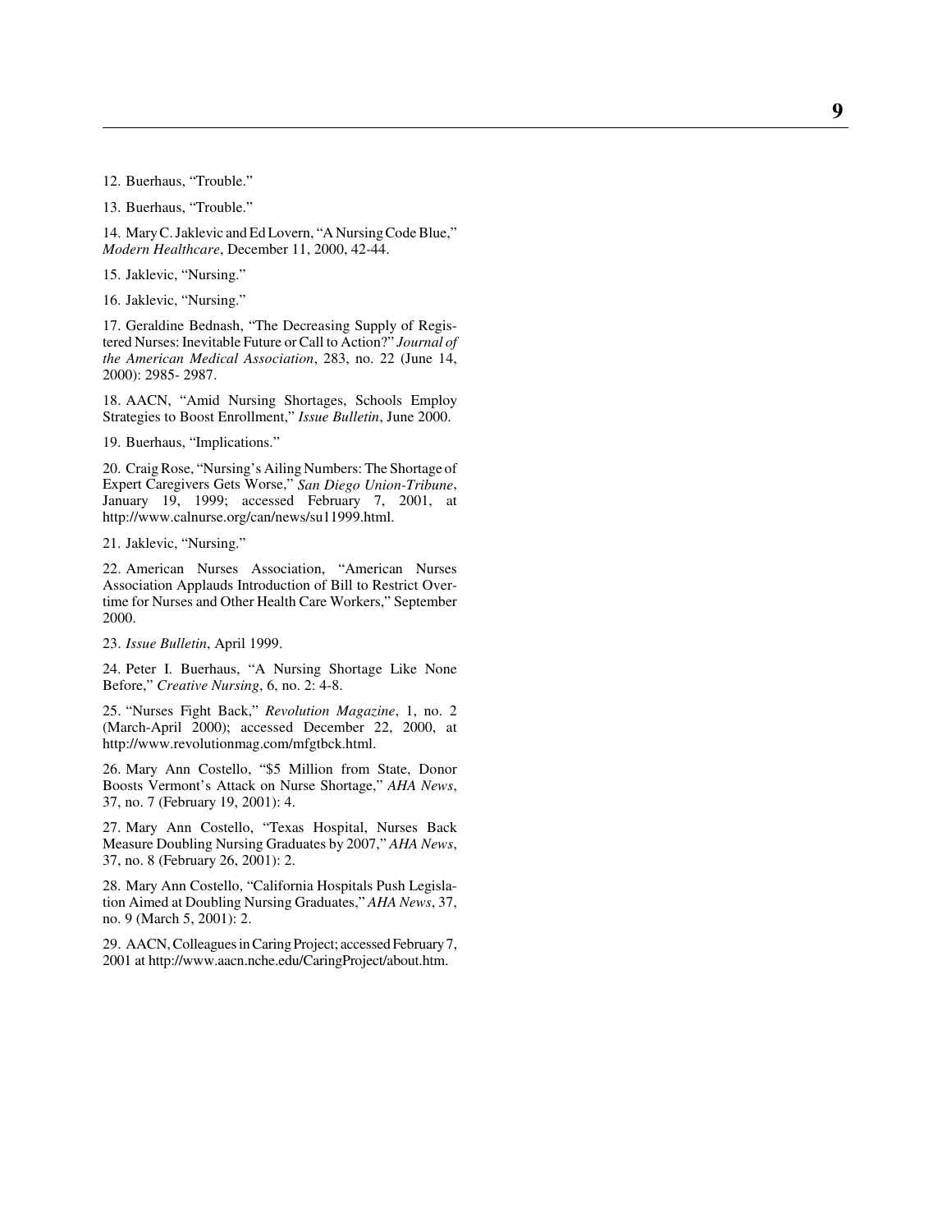12. Buerhaus, "Trouble."

13. Buerhaus, "Trouble."

14. Mary C. Jaklevic and Ed Lovern, "A Nursing Code Blue," *Modern Healthcare*, December 11, 2000, 42-44.

15. Jaklevic, "Nursing."

16. Jaklevic, "Nursing."

17. Geraldine Bednash, "The Decreasing Supply of Registered Nurses: Inevitable Future or Call to Action?" *Journal of the American Medical Association*, 283, no. 22 (June 14, 2000): 2985- 2987.

18. AACN, "Amid Nursing Shortages, Schools Employ Strategies to Boost Enrollment," *Issue Bulletin*, June 2000.

19. Buerhaus, "Implications."

20. Craig Rose, "Nursing's Ailing Numbers: The Shortage of Expert Caregivers Gets Worse," *San Diego Union-Tribune*, January 19, 1999; accessed February 7, 2001, at http://www.calnurse.org/can/news/su11999.html.

21. Jaklevic, "Nursing."

22. American Nurses Association, "American Nurses Association Applauds Introduction of Bill to Restrict Overtime for Nurses and Other Health Care Workers," September 2000.

23. *Issue Bulletin*, April 1999.

24. Peter I. Buerhaus, "A Nursing Shortage Like None Before," *Creative Nursing*, 6, no. 2: 4-8.

25. "Nurses Fight Back," *Revolution Magazine*, 1, no. 2 (March-April 2000); accessed December 22, 2000, at http://www.revolutionmag.com/mfgtbck.html.

26. Mary Ann Costello, "$5 Million from State, Donor Boosts Vermont's Attack on Nurse Shortage," *AHA News*, 37, no. 7 (February 19, 2001): 4.

27. Mary Ann Costello, "Texas Hospital, Nurses Back Measure Doubling Nursing Graduates by 2007," *AHA News*, 37, no. 8 (February 26, 2001): 2.

28. Mary Ann Costello, "California Hospitals Push Legislation Aimed at Doubling Nursing Graduates," *AHA News*, 37, no. 9 (March 5, 2001): 2.

29. AACN, Colleagues in Caring Project; accessed February 7, 2001 at http://www.aacn.nche.edu/CaringProject/about.htm.